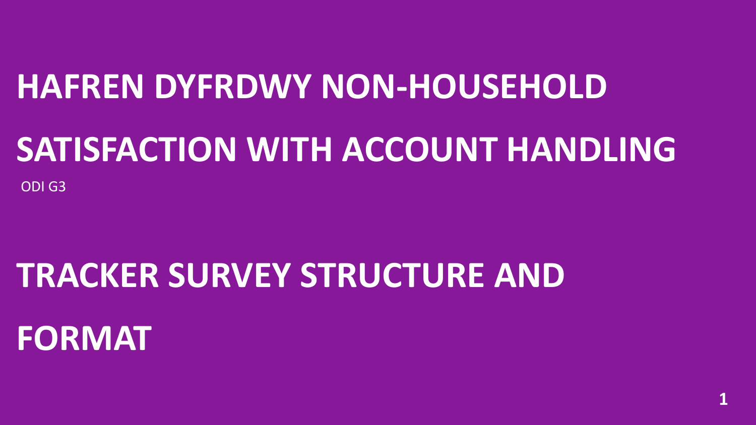# HAFREN DYFRDWY NON-HOUSEHOLD SATISFACTION WITH ACCOUNT HANDLING

ODI G3

# TRACKER SURVEY STRUCTURE AND FORMAT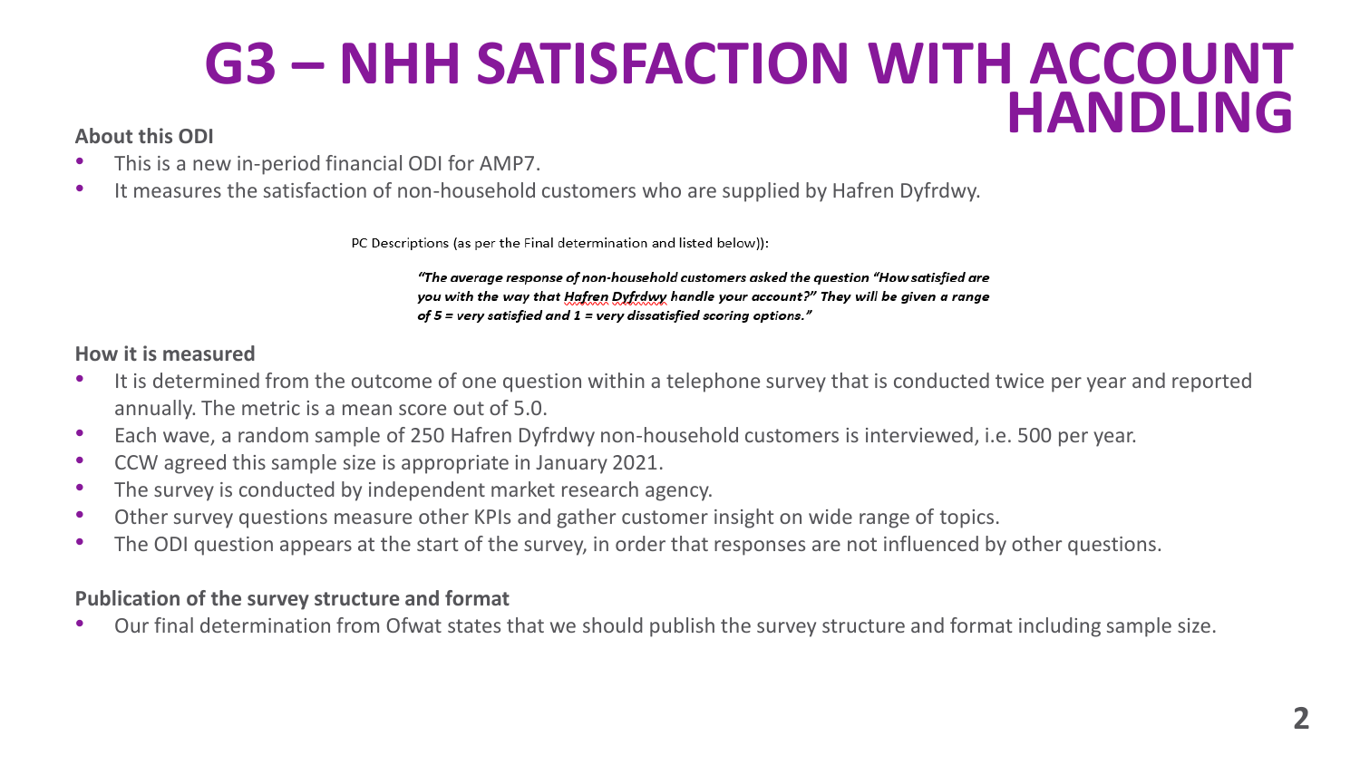# G3 – NHH SATISFACTION WITH ACCOUNT HANDLING

**About this ODI**

- This is a new in-period financial ODI for AMP7.
- It measures the satisfaction of non-household customers who are supplied by Hafren Dyfrdwy.

PC Descriptions (as per the Final determination and listed below)):

> ***"The average response of non-household customers asked the question "How satisfied are you with the way that Hafren Dyfrdwy handle your account?" They will be given a range of 5 = very satisfied and 1 = very dissatisfied scoring options."***

**How it is measured**

- It is determined from the outcome of one question within a telephone survey that is conducted twice per year and reported annually. The metric is a mean score out of 5.0.
- Each wave, a random sample of 250 Hafren Dyfrdwy non-household customers is interviewed, i.e. 500 per year.
- CCW agreed this sample size is appropriate in January 2021.
- The survey is conducted by independent market research agency.
- Other survey questions measure other KPIs and gather customer insight on wide range of topics.
- The ODI question appears at the start of the survey, in order that responses are not influenced by other questions.

**Publication of the survey structure and format**

- Our final determination from Ofwat states that we should publish the survey structure and format including sample size.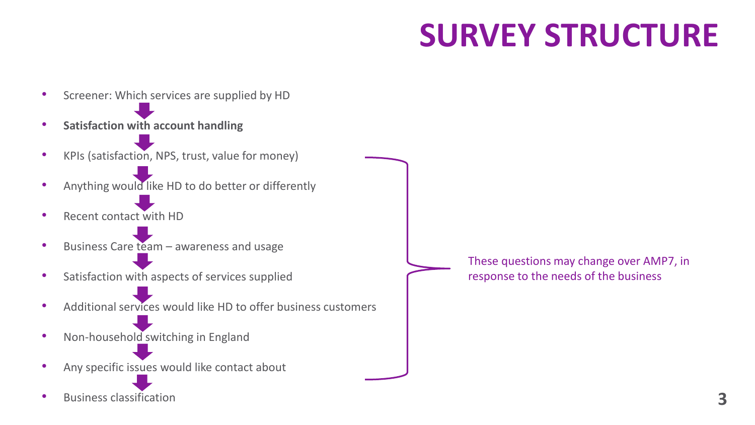# SURVEY STRUCTURE

- Screener: Which services are supplied by HD
- **Satisfaction with account handling**
- KPIs (satisfaction, NPS, trust, value for money)
- Anything would like HD to do better or differently
- Recent contact with HD
- Business Care team – awareness and usage
- Satisfaction with aspects of services supplied
- Additional services would like HD to offer business customers
- Non-household switching in England
- Any specific issues would like contact about
- Business classification

These questions may change over AMP7, in response to the needs of the business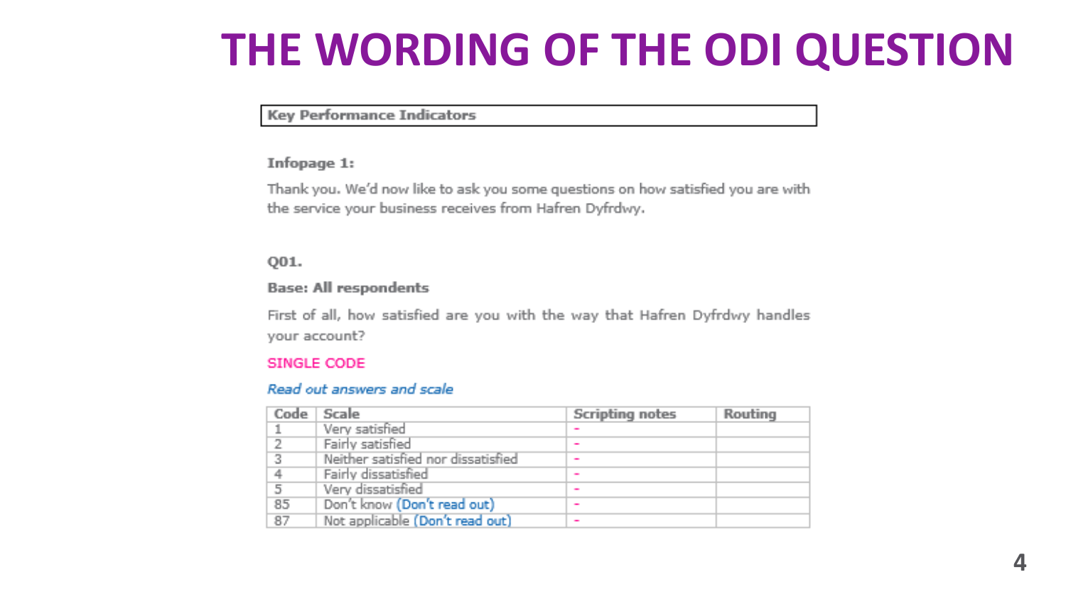# THE WORDING OF THE ODI QUESTION

**Key Performance Indicators**

**Infopage 1:**

Thank you. We'd now like to ask you some questions on how satisfied you are with the service your business receives from Hafren Dyfrdwy.

**Q01.**

**Base: All respondents**

First of all, how satisfied are you with the way that Hafren Dyfrdwy handles your account?

SINGLE CODE

*Read out answers and scale*

| Code | Scale | Scripting notes | Routing |
|---|---|---|---|
| 1 | Very satisfied | - | |
| 2 | Fairly satisfied | - | |
| 3 | Neither satisfied nor dissatisfied | - | |
| 4 | Fairly dissatisfied | - | |
| 5 | Very dissatisfied | - | |
| 85 | Don't know (Don't read out) | - | |
| 87 | Not applicable (Don't read out) | - | |